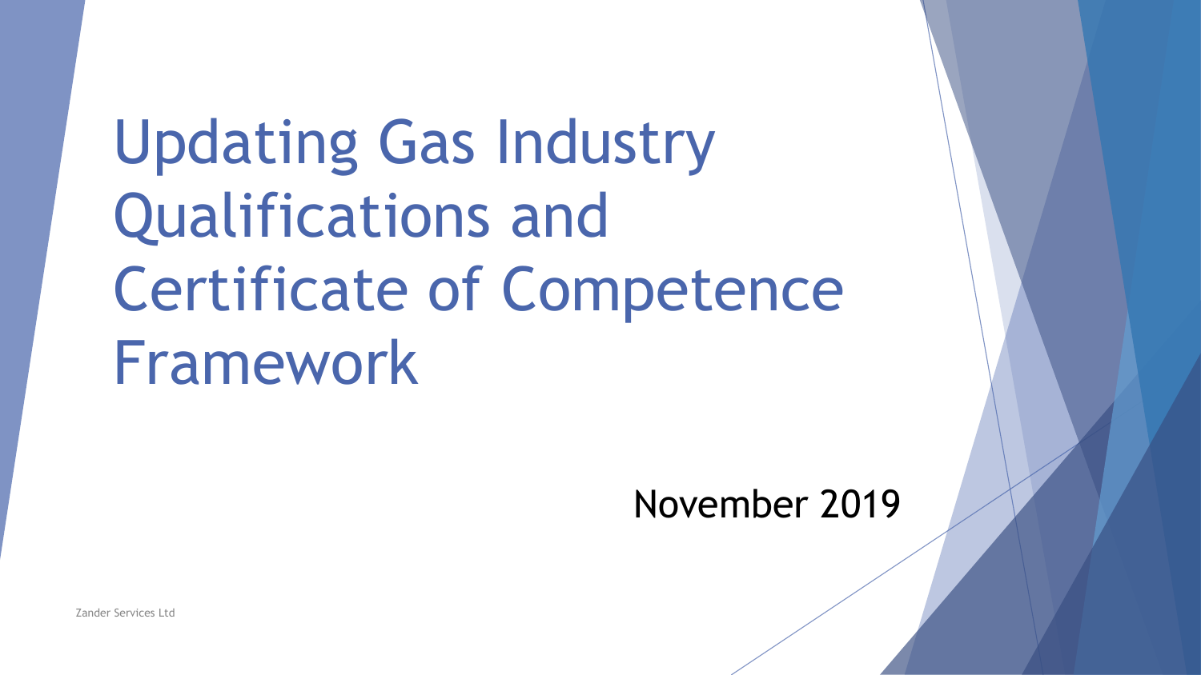# Updating Gas Industry Qualifications and Certificate of Competence Framework

November 2019

Zander Services Ltd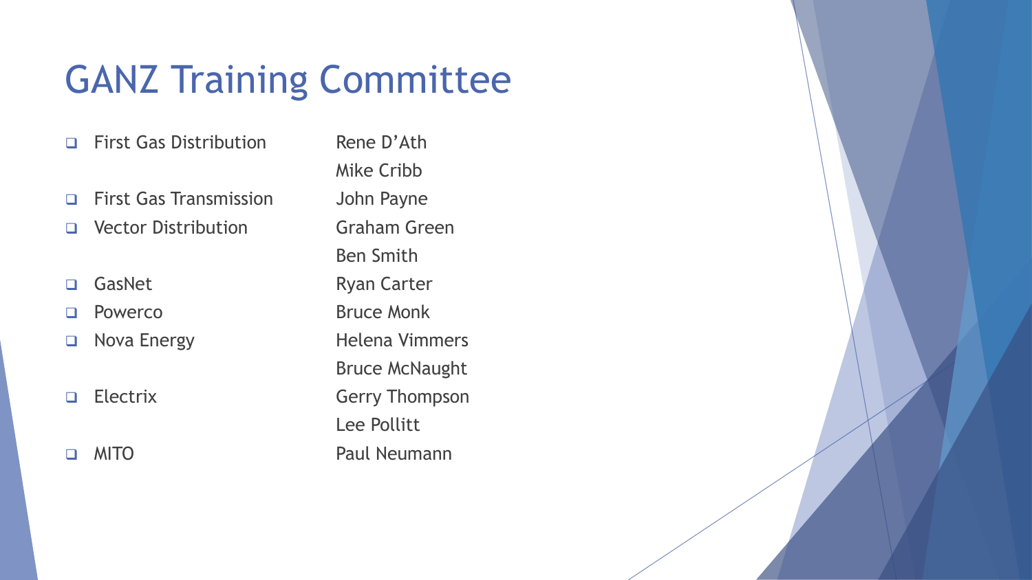# GANZ Training Committee

| Organisation | Member |
| --- | --- |
| First Gas Distribution | Rene D'Ath |
| | Mike Cribb |
| First Gas Transmission | John Payne |
| Vector Distribution | Graham Green |
| | Ben Smith |
| GasNet | Ryan Carter |
| Powerco | Bruce Monk |
| Nova Energy | Helena Vimmers |
| | Bruce McNaught |
| Electrix | Gerry Thompson |
| | Lee Pollitt |
| MITO | Paul Neumann |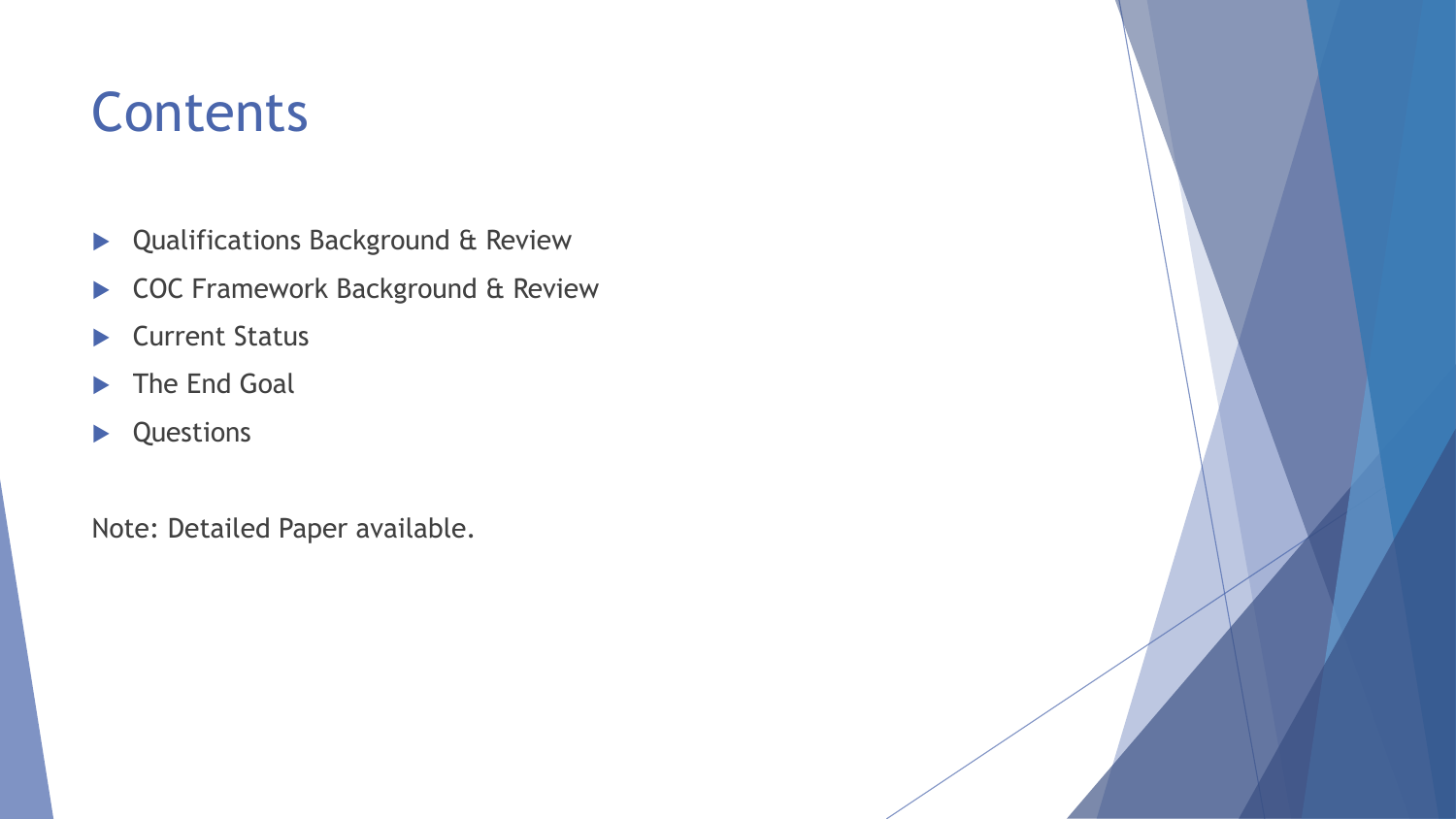# Contents

- Qualifications Background & Review
- COC Framework Background & Review
- Current Status
- The End Goal
- Questions

Note: Detailed Paper available.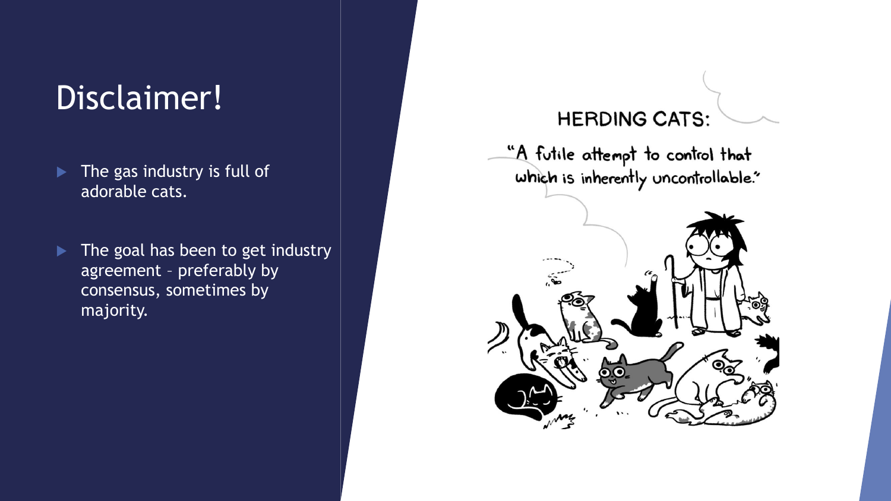# Disclaimer!

- The gas industry is full of adorable cats.
- The goal has been to get industry agreement – preferably by consensus, sometimes by majority.

HERDING CATS:

"A futile attempt to control that which is inherently uncontrollable."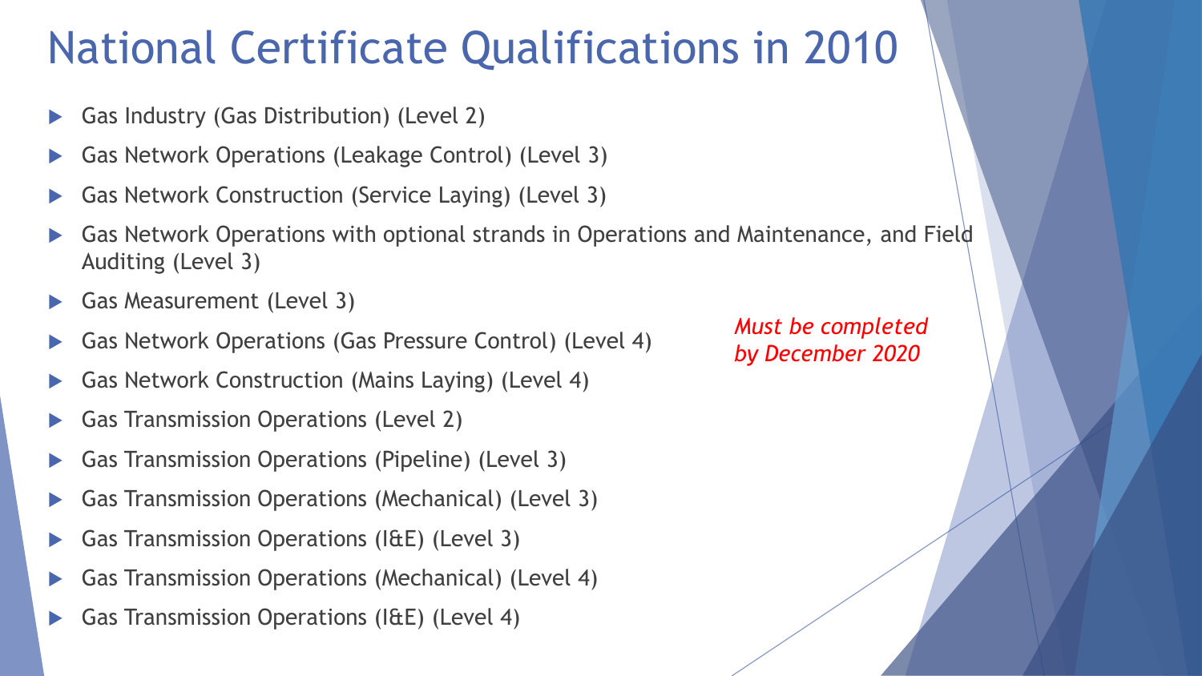# National Certificate Qualifications in 2010

- Gas Industry (Gas Distribution) (Level 2)
- Gas Network Operations (Leakage Control) (Level 3)
- Gas Network Construction (Service Laying) (Level 3)
- Gas Network Operations with optional strands in Operations and Maintenance, and Field Auditing (Level 3)
- Gas Measurement (Level 3)
- Gas Network Operations (Gas Pressure Control) (Level 4)
- Gas Network Construction (Mains Laying) (Level 4)
- Gas Transmission Operations (Level 2)
- Gas Transmission Operations (Pipeline) (Level 3)
- Gas Transmission Operations (Mechanical) (Level 3)
- Gas Transmission Operations (I&E) (Level 3)
- Gas Transmission Operations (Mechanical) (Level 4)
- Gas Transmission Operations (I&E) (Level 4)

*Must be completed by December 2020*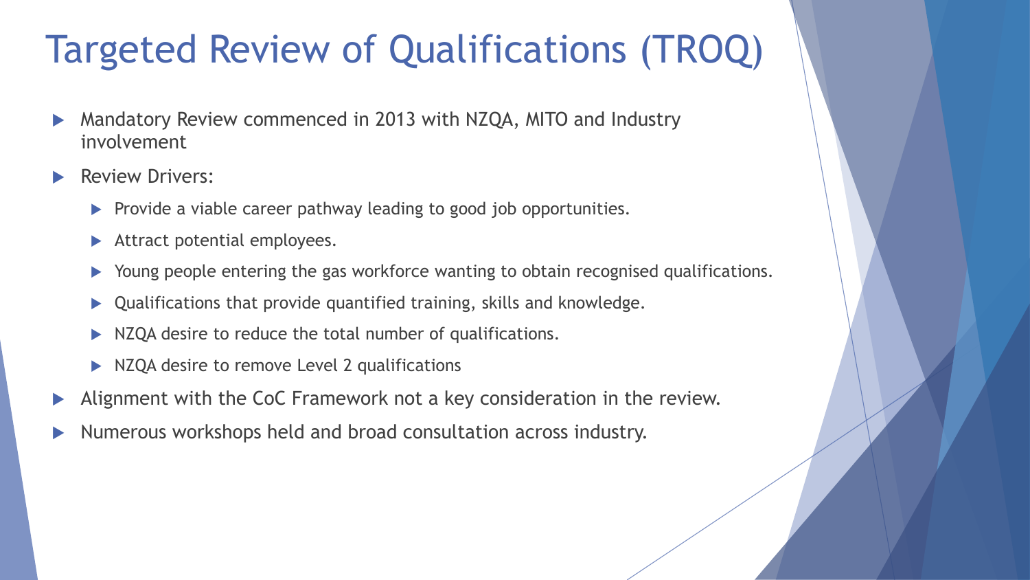# Targeted Review of Qualifications (TROQ)

- Mandatory Review commenced in 2013 with NZQA, MITO and Industry involvement
- Review Drivers:
  - Provide a viable career pathway leading to good job opportunities.
  - Attract potential employees.
  - Young people entering the gas workforce wanting to obtain recognised qualifications.
  - Qualifications that provide quantified training, skills and knowledge.
  - NZQA desire to reduce the total number of qualifications.
  - NZQA desire to remove Level 2 qualifications
- Alignment with the CoC Framework not a key consideration in the review.
- Numerous workshops held and broad consultation across industry.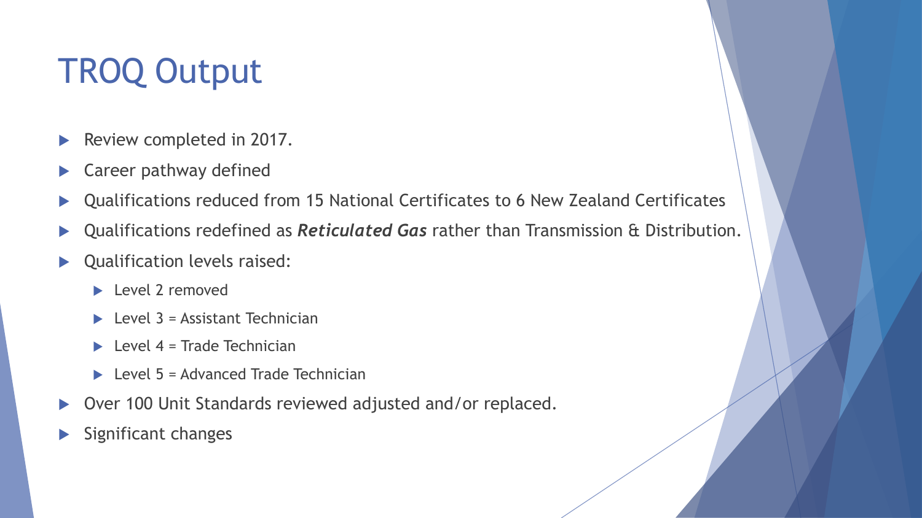# TROQ Output

- Review completed in 2017.
- Career pathway defined
- Qualifications reduced from 15 National Certificates to 6 New Zealand Certificates
- Qualifications redefined as ***Reticulated Gas*** rather than Transmission & Distribution.
- Qualification levels raised:
  - Level 2 removed
  - Level 3 = Assistant Technician
  - Level 4 = Trade Technician
  - Level 5 = Advanced Trade Technician
- Over 100 Unit Standards reviewed adjusted and/or replaced.
- Significant changes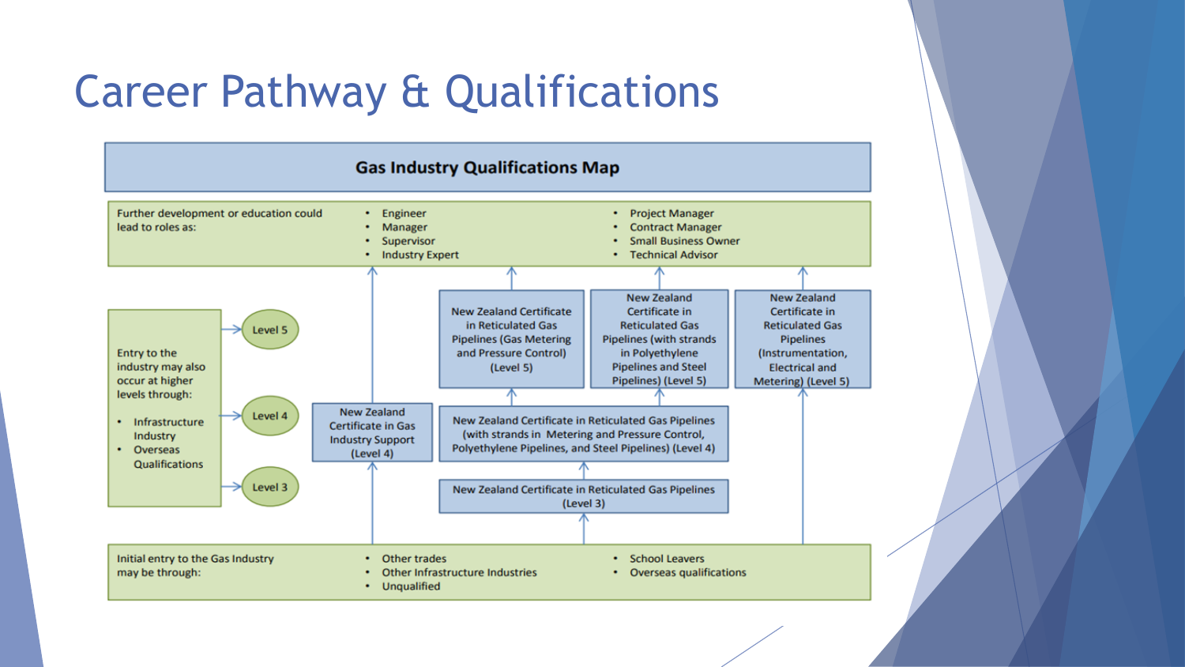# Career Pathway & Qualifications

## Gas Industry Qualifications Map

**Further development or education could lead to roles as:**

- Engineer
- Manager
- Supervisor
- Industry Expert
- Project Manager
- Contract Manager
- Small Business Owner
- Technical Advisor

**Level 5:**

- New Zealand Certificate in Reticulated Gas Pipelines (Gas Metering and Pressure Control) (Level 5)
- New Zealand Certificate in Reticulated Gas Pipelines (with strands in Polyethylene Pipelines and Steel Pipelines) (Level 5)
- New Zealand Certificate in Reticulated Gas Pipelines (Instrumentation, Electrical and Metering) (Level 5)

**Level 4:**

- New Zealand Certificate in Gas Industry Support (Level 4)
- New Zealand Certificate in Reticulated Gas Pipelines (with strands in Metering and Pressure Control, Polyethylene Pipelines, and Steel Pipelines) (Level 4)

**Level 3:**

- New Zealand Certificate in Reticulated Gas Pipelines (Level 3)

Entry to the industry may also occur at higher levels (Level 3, Level 4, Level 5) through:

- Infrastructure Industry
- Overseas Qualifications

**Initial entry to the Gas Industry may be through:**

- Other trades
- Other Infrastructure Industries
- Unqualified
- School Leavers
- Overseas qualifications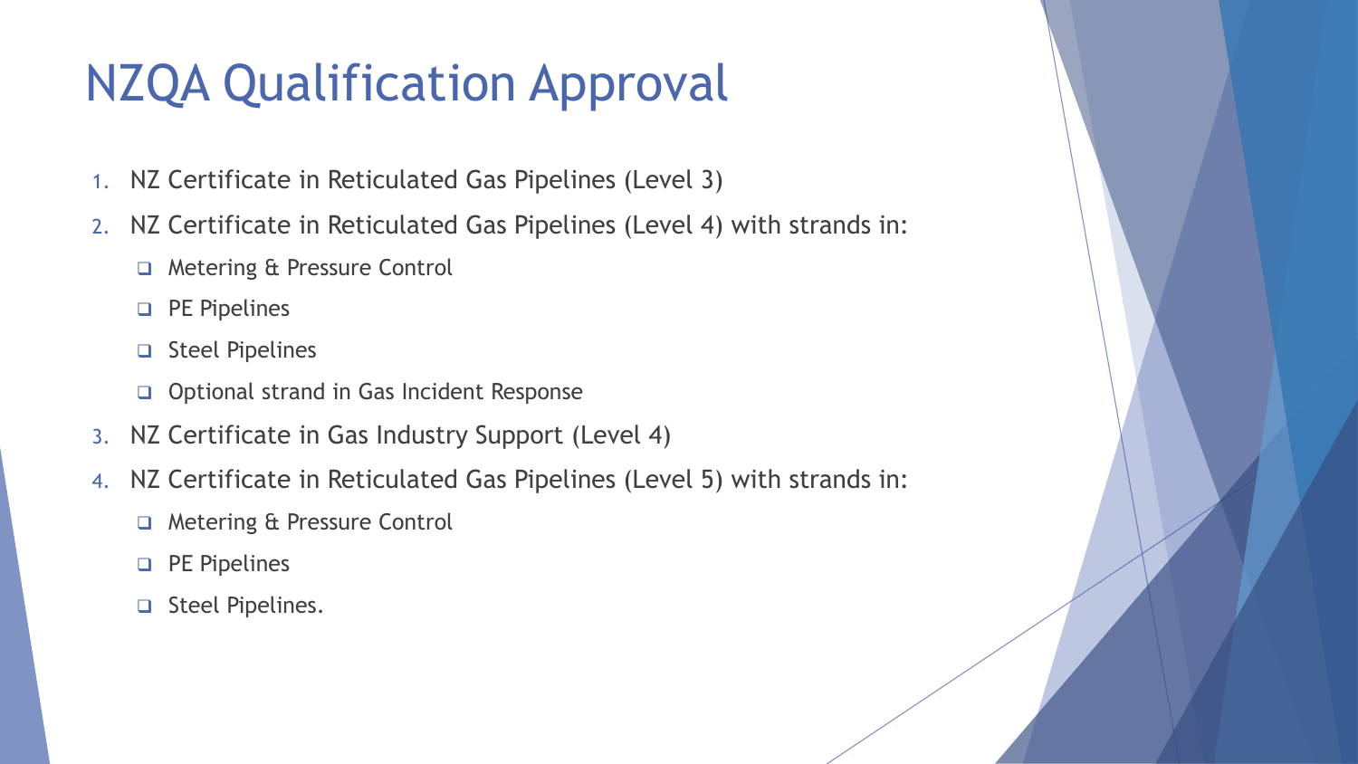# NZQA Qualification Approval

1. NZ Certificate in Reticulated Gas Pipelines (Level 3)
2. NZ Certificate in Reticulated Gas Pipelines (Level 4) with strands in:
   - Metering & Pressure Control
   - PE Pipelines
   - Steel Pipelines
   - Optional strand in Gas Incident Response
3. NZ Certificate in Gas Industry Support (Level 4)
4. NZ Certificate in Reticulated Gas Pipelines (Level 5) with strands in:
   - Metering & Pressure Control
   - PE Pipelines
   - Steel Pipelines.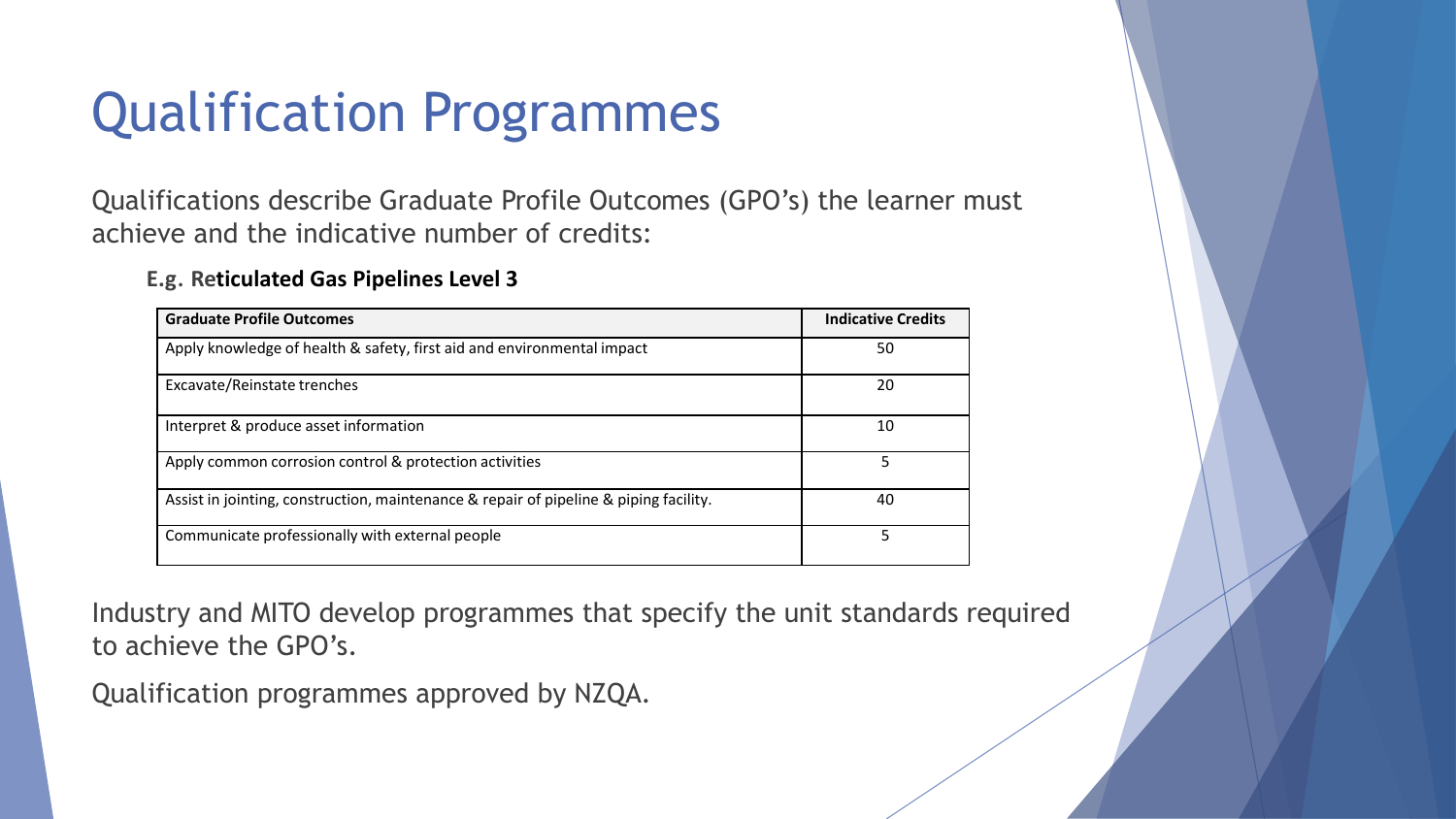# Qualification Programmes

Qualifications describe Graduate Profile Outcomes (GPO's) the learner must achieve and the indicative number of credits:

**E.g. Reticulated Gas Pipelines Level 3**

| Graduate Profile Outcomes | Indicative Credits |
| --- | --- |
| Apply knowledge of health & safety, first aid and environmental impact | 50 |
| Excavate/Reinstate trenches | 20 |
| Interpret & produce asset information | 10 |
| Apply common corrosion control & protection activities | 5 |
| Assist in jointing, construction, maintenance & repair of pipeline & piping facility. | 40 |
| Communicate professionally with external people | 5 |

Industry and MITO develop programmes that specify the unit standards required to achieve the GPO's.

Qualification programmes approved by NZQA.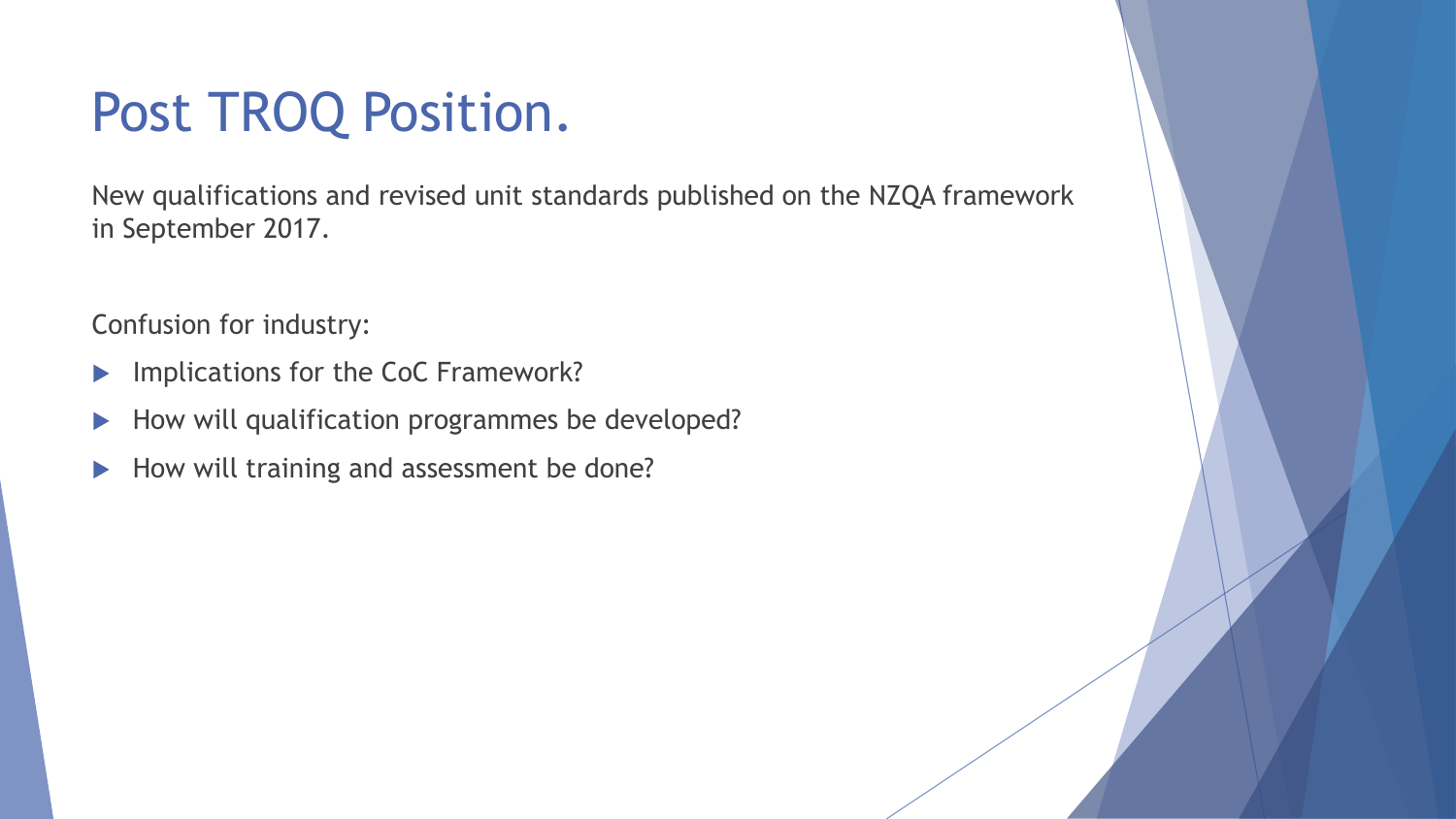# Post TROQ Position.

New qualifications and revised unit standards published on the NZQA framework in September 2017.

Confusion for industry:

- Implications for the CoC Framework?
- How will qualification programmes be developed?
- How will training and assessment be done?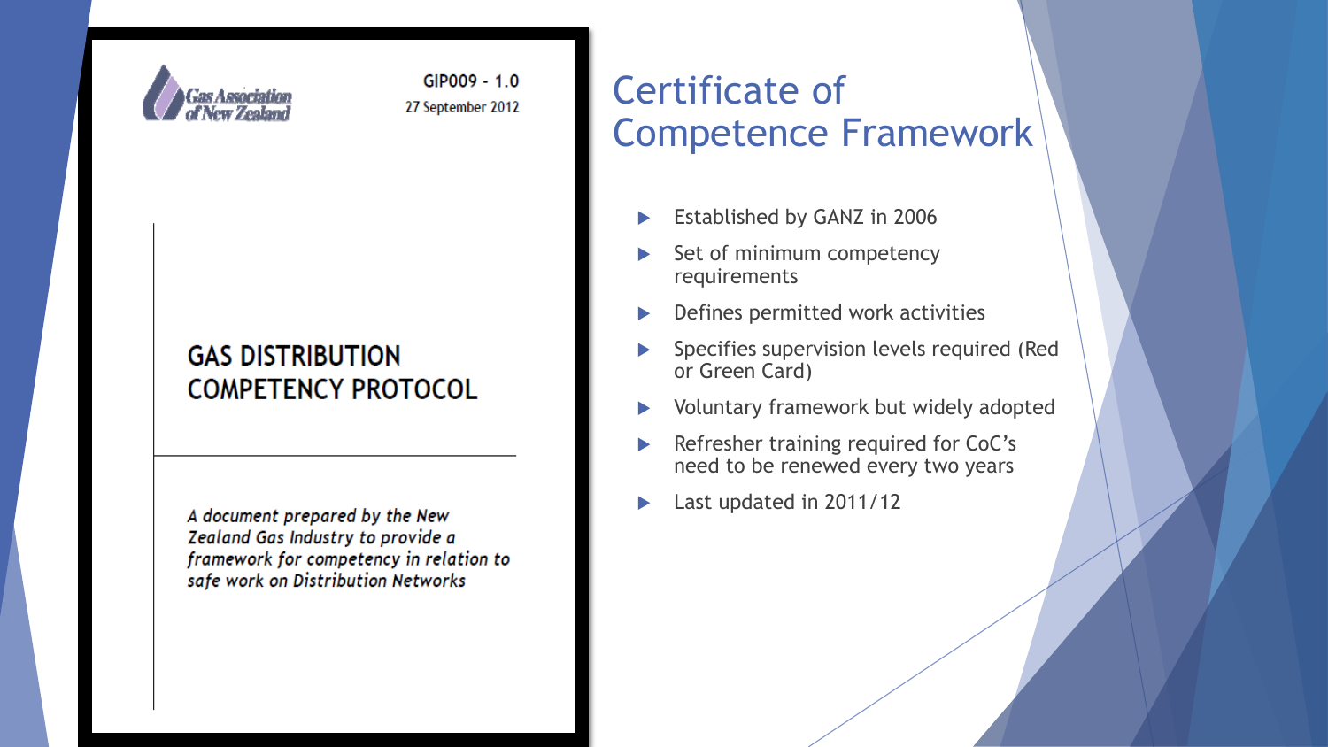GIP009 - 1.0

27 September 2012

Gas Association of New Zealand

GAS DISTRIBUTION COMPETENCY PROTOCOL

*A document prepared by the New Zealand Gas Industry to provide a framework for competency in relation to safe work on Distribution Networks*

# Certificate of Competence Framework

- Established by GANZ in 2006
- Set of minimum competency requirements
- Defines permitted work activities
- Specifies supervision levels required (Red or Green Card)
- Voluntary framework but widely adopted
- Refresher training required for CoC's need to be renewed every two years
- Last updated in 2011/12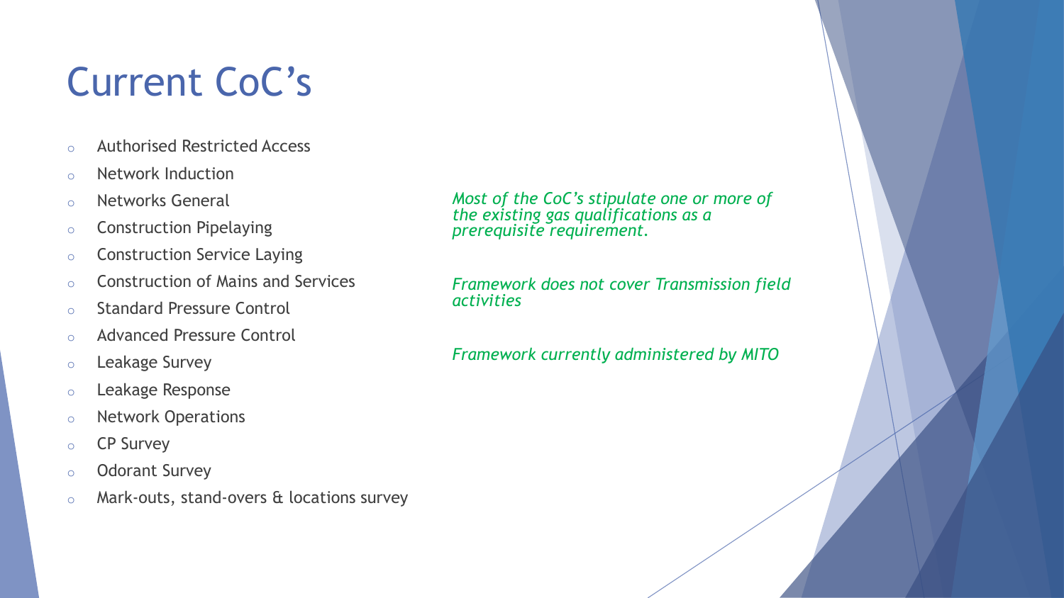# Current CoC's

- Authorised Restricted Access
- Network Induction
- Networks General
- Construction Pipelaying
- Construction Service Laying
- Construction of Mains and Services
- Standard Pressure Control
- Advanced Pressure Control
- Leakage Survey
- Leakage Response
- Network Operations
- CP Survey
- Odorant Survey
- Mark-outs, stand-overs & locations survey

*Most of the CoC's stipulate one or more of the existing gas qualifications as a prerequisite requirement.*

*Framework does not cover Transmission field activities*

*Framework currently administered by MITO*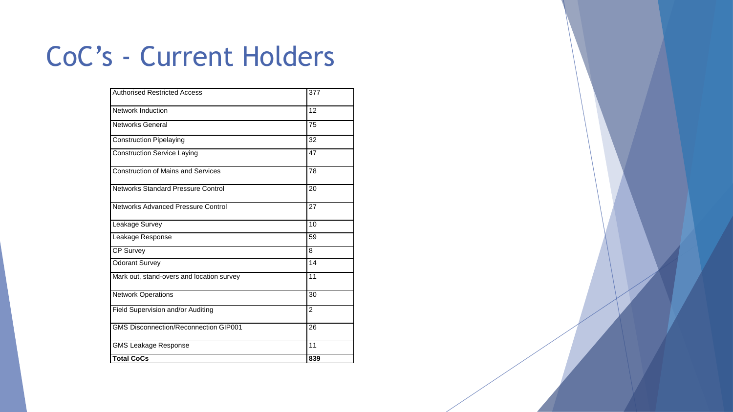# CoC's - Current Holders

| | |
|---|---|
| Authorised Restricted Access | 377 |
| Network Induction | 12 |
| Networks General | 75 |
| Construction Pipelaying | 32 |
| Construction Service Laying | 47 |
| Construction of Mains and Services | 78 |
| Networks Standard Pressure Control | 20 |
| Networks Advanced Pressure Control | 27 |
| Leakage Survey | 10 |
| Leakage Response | 59 |
| CP Survey | 8 |
| Odorant Survey | 14 |
| Mark out, stand-overs and location survey | 11 |
| Network Operations | 30 |
| Field Supervision and/or Auditing | 2 |
| GMS Disconnection/Reconnection GIP001 | 26 |
| GMS Leakage Response | 11 |
| **Total CoCs** | **839** |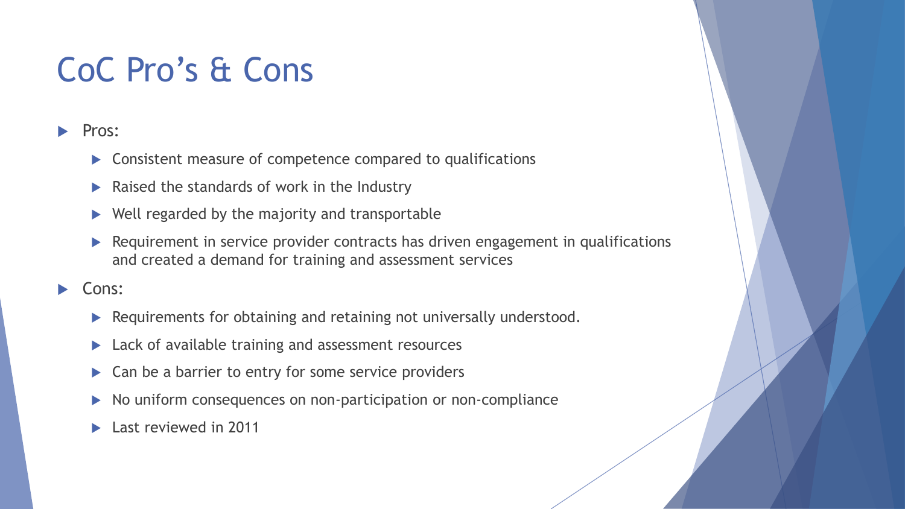# CoC Pro's & Cons

- Pros:
  - Consistent measure of competence compared to qualifications
  - Raised the standards of work in the Industry
  - Well regarded by the majority and transportable
  - Requirement in service provider contracts has driven engagement in qualifications and created a demand for training and assessment services
- Cons:
  - Requirements for obtaining and retaining not universally understood.
  - Lack of available training and assessment resources
  - Can be a barrier to entry for some service providers
  - No uniform consequences on non-participation or non-compliance
  - Last reviewed in 2011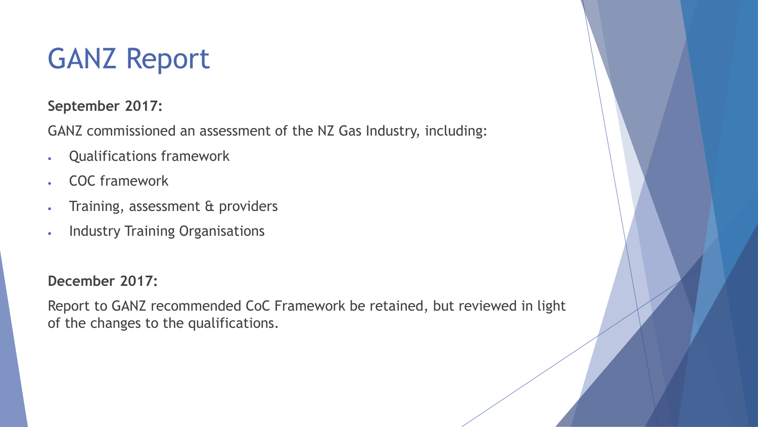# GANZ Report

**September 2017:**

GANZ commissioned an assessment of the NZ Gas Industry, including:

- Qualifications framework
- COC framework
- Training, assessment & providers
- Industry Training Organisations

**December 2017:**

Report to GANZ recommended CoC Framework be retained, but reviewed in light of the changes to the qualifications.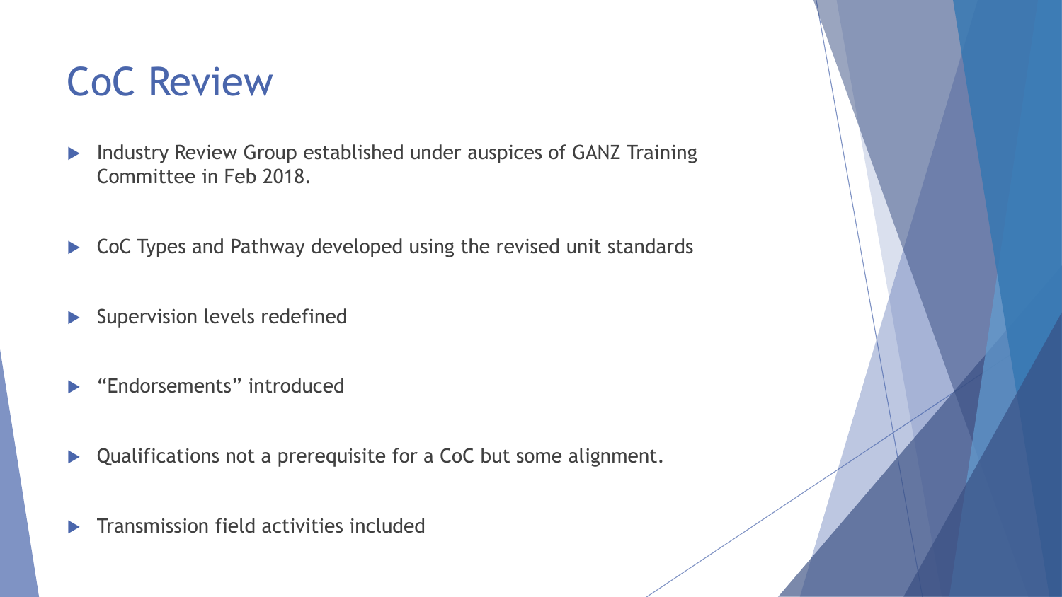# CoC Review

- Industry Review Group established under auspices of GANZ Training Committee in Feb 2018.
- CoC Types and Pathway developed using the revised unit standards
- Supervision levels redefined
- "Endorsements" introduced
- Qualifications not a prerequisite for a CoC but some alignment.
- Transmission field activities included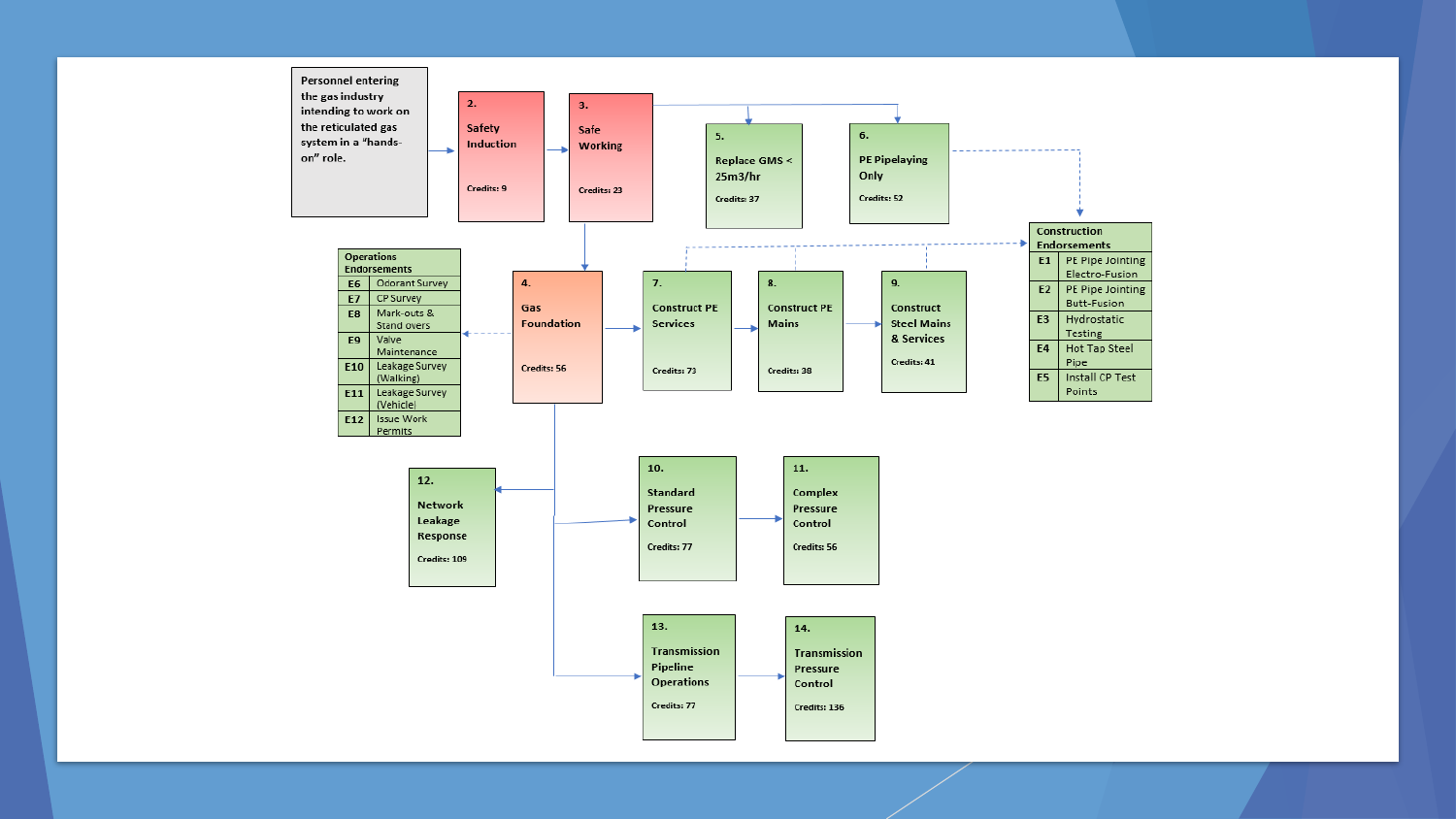Personnel entering the gas industry intending to work on the reticulated gas system in a "hands-on" role.

**2.** Safety Induction
Credits: 9

**3.** Safe Working
Credits: 23

**5.** Replace GMS < 25m3/hr
Credits: 37

**6.** PE Pipelaying Only
Credits: 52

**4.** Gas Foundation
Credits: 56

**7.** Construct PE Services
Credits: 73

**8.** Construct PE Mains
Credits: 38

**9.** Construct Steel Mains & Services
Credits: 41

**10.** Standard Pressure Control
Credits: 77

**11.** Complex Pressure Control
Credits: 56

**12.** Network Leakage Response
Credits: 109

**13.** Transmission Pipeline Operations
Credits: 77

**14.** Transmission Pressure Control
Credits: 136

| Operations Endorsements | |
|---|---|
| E6 | Odorant Survey |
| E7 | CP Survey |
| E8 | Mark-outs & Stand overs |
| E9 | Valve Maintenance |
| E10 | Leakage Survey (Walking) |
| E11 | Leakage Survey (Vehicle) |
| E12 | Issue Work Permits |

| Construction Endorsements | |
|---|---|
| E1 | PE Pipe Jointing Electro-Fusion |
| E2 | PE Pipe Jointing Butt-Fusion |
| E3 | Hydrostatic Testing |
| E4 | Hot Tap Steel Pipe |
| E5 | Install CP Test Points |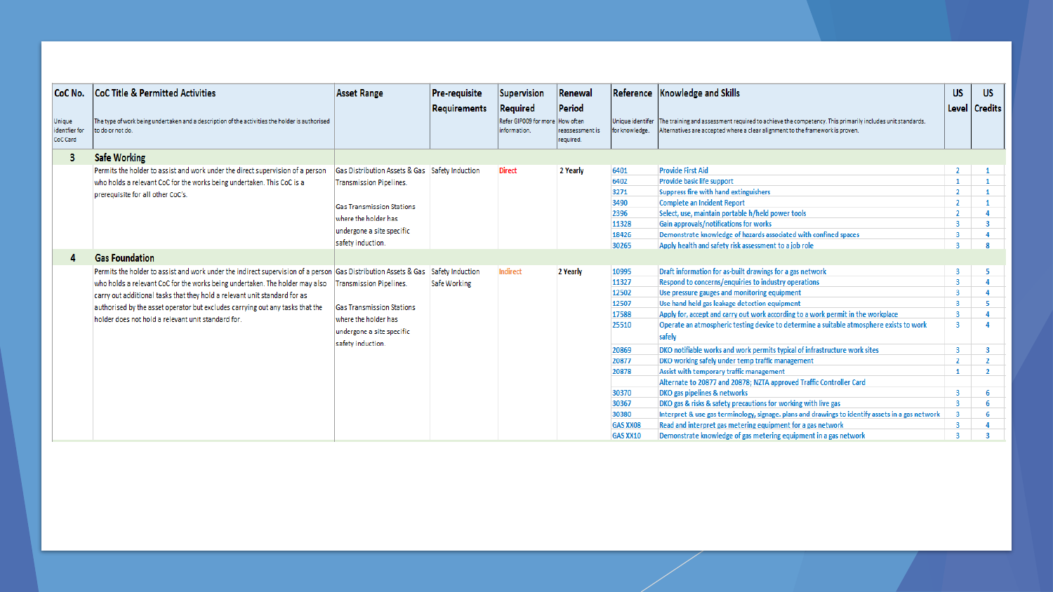| CoC No. | CoC Title & Permitted Activities | Asset Range | Pre-requisite Requirements | Supervision Required | Renewal Period | Reference | Knowledge and Skills | US Level | US Credits |
|---|---|---|---|---|---|---|---|---|---|
| Unique identifier for CoC Card | The type of work being undertaken and a description of the activities the holder is authorised to do or not do. | | | Refer GIP009 for more information. | How often reassessment is required. | Unique identifier for knowledge. | The training and assessment required to achieve the competency. This primarily includes unit standards. Alternatives are accepted where a clear alignment to the framework is proven. | | |
| **3** | **Safe Working** | | | | | | | | |
| | Permits the holder to assist and work under the direct supervision of a person who holds a relevant CoC for the works being undertaken. This CoC is a prerequisite for all other CoC's. | Gas Distribution Assets & Gas Transmission Pipelines. Gas Transmission Stations where the holder has undergone a site specific safety induction. | Safety Induction | Direct | 2 Yearly | 6401 | Provide First Aid | 2 | 1 |
| | | | | | | 6402 | Provide basic life support | 1 | 1 |
| | | | | | | 3271 | Suppress fire with hand extinguishers | 2 | 1 |
| | | | | | | 3490 | Complete an Incident Report | 2 | 1 |
| | | | | | | 2396 | Select, use, maintain portable h/held power tools | 2 | 4 |
| | | | | | | 11328 | Gain approvals/notifications for works | 3 | 3 |
| | | | | | | 18426 | Demonstrate knowledge of hazards associated with confined spaces | 3 | 4 |
| | | | | | | 30265 | Apply health and safety risk assessment to a job role | 3 | 8 |
| **4** | **Gas Foundation** | | | | | | | | |
| | Permits the holder to assist and work under the indirect supervision of a person who holds a relevant CoC for the works being undertaken. The holder may also carry out additional tasks that they hold a relevant unit standard for as authorised by the asset operator but excludes carrying out any tasks that the holder does not hold a relevant unit standard for. | Gas Distribution Assets & Gas Transmission Pipelines. Gas Transmission Stations where the holder has undergone a site specific safety induction. | Safety Induction Safe Working | Indirect | 2 Yearly | 10995 | Draft information for as-built drawings for a gas network | 3 | 5 |
| | | | | | | 11327 | Respond to concerns/enquiries to industry operations | 3 | 4 |
| | | | | | | 12502 | Use pressure gauges and monitoring equipment | 3 | 4 |
| | | | | | | 12507 | Use hand held gas leakage detection equipment | 3 | 5 |
| | | | | | | 17588 | Apply for, accept and carry out work according to a work permit in the workplace | 3 | 4 |
| | | | | | | 25510 | Operate an atmospheric testing device to determine a suitable atmosphere exists to work safely | 3 | 4 |
| | | | | | | 20869 | DKO notifiable works and work permits typical of infrastructure work sites | 3 | 3 |
| | | | | | | 20877 | DKO working safely under temp traffic management | 2 | 2 |
| | | | | | | 20878 | Assist with temporary traffic management | 1 | 2 |
| | | | | | | | Alternate to 20877 and 20878; NZTA approved Traffic Controller Card | | |
| | | | | | | 30370 | DKO gas pipelines & networks | 3 | 6 |
| | | | | | | 30367 | DKO gas & risks & safety precautions for working with live gas | 3 | 6 |
| | | | | | | 30380 | Interpret & use gas terminology, signage, plans and drawings to identify assets in a gas network | 3 | 6 |
| | | | | | | GAS XX08 | Read and interpret gas metering equipment for a gas network | 3 | 4 |
| | | | | | | GAS XX10 | Demonstrate knowledge of gas metering equipment in a gas network | 3 | 3 |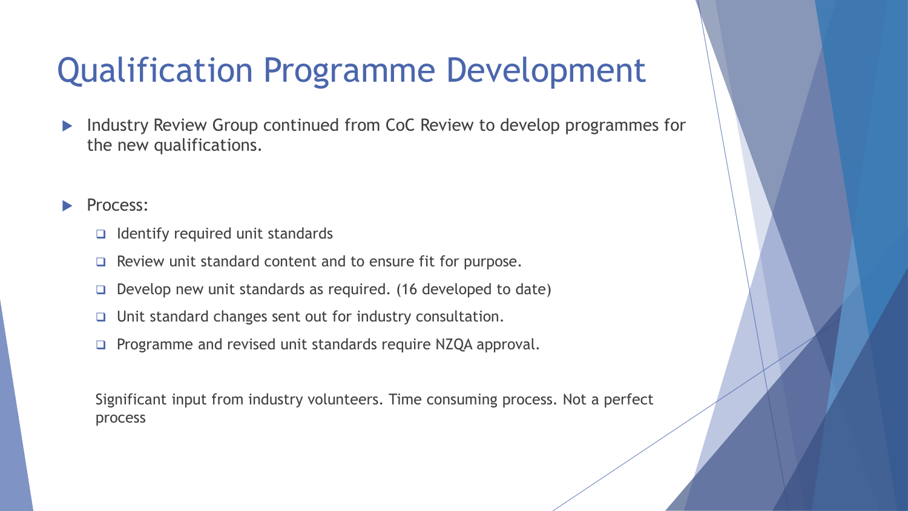# Qualification Programme Development

- Industry Review Group continued from CoC Review to develop programmes for the new qualifications.

- Process:
  - Identify required unit standards
  - Review unit standard content and to ensure fit for purpose.
  - Develop new unit standards as required. (16 developed to date)
  - Unit standard changes sent out for industry consultation.
  - Programme and revised unit standards require NZQA approval.

Significant input from industry volunteers. Time consuming process. Not a perfect process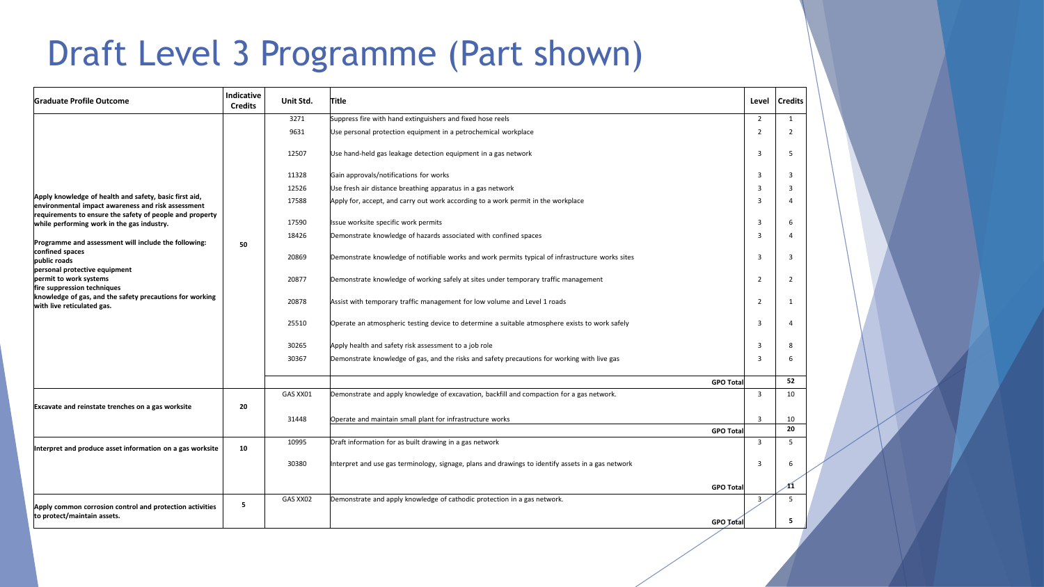# Draft Level 3 Programme (Part shown)

| Graduate Profile Outcome | Indicative Credits | Unit Std. | Title | Level | Credits |
|---|---|---|---|---|---|
| **Apply knowledge of health and safety, basic first aid, environmental impact awareness and risk assessment requirements to ensure the safety of people and property while performing work in the gas industry.** <br><br> **Programme and assessment will include the following:** <br> **confined spaces** <br> **public roads** <br> **personal protective equipment** <br> **permit to work systems** <br> **fire suppression techniques** <br> **knowledge of gas, and the safety precautions for working with live reticulated gas.** | **50** | 3271 | Suppress fire with hand extinguishers and fixed hose reels | 2 | 1 |
| | | 9631 | Use personal protection equipment in a petrochemical workplace | 2 | 2 |
| | | 12507 | Use hand-held gas leakage detection equipment in a gas network | 3 | 5 |
| | | 11328 | Gain approvals/notifications for works | 3 | 3 |
| | | 12526 | Use fresh air distance breathing apparatus in a gas network | 3 | 3 |
| | | 17588 | Apply for, accept, and carry out work according to a work permit in the workplace | 3 | 4 |
| | | 17590 | Issue worksite specific work permits | 3 | 6 |
| | | 18426 | Demonstrate knowledge of hazards associated with confined spaces | 3 | 4 |
| | | 20869 | Demonstrate knowledge of notifiable works and work permits typical of infrastructure works sites | 3 | 3 |
| | | 20877 | Demonstrate knowledge of working safely at sites under temporary traffic management | 2 | 2 |
| | | 20878 | Assist with temporary traffic management for low volume and Level 1 roads | 2 | 1 |
| | | 25510 | Operate an atmospheric testing device to determine a suitable atmosphere exists to work safely | 3 | 4 |
| | | 30265 | Apply health and safety risk assessment to a job role | 3 | 8 |
| | | 30367 | Demonstrate knowledge of gas, and the risks and safety precautions for working with live gas | 3 | 6 |
| | | | **GPO Total** | | **52** |
| **Excavate and reinstate trenches on a gas worksite** | **20** | GAS XX01 | Demonstrate and apply knowledge of excavation, backfill and compaction for a gas network. | 3 | 10 |
| | | 31448 | Operate and maintain small plant for infrastructure works | 3 | 10 |
| | | | **GPO Total** | | **20** |
| **Interpret and produce asset information on a gas worksite** | **10** | 10995 | Draft information for as built drawing in a gas network | 3 | 5 |
| | | 30380 | Interpret and use gas terminology, signage, plans and drawings to identify assets in a gas network | 3 | 6 |
| | | | **GPO Total** | | **11** |
| **Apply common corrosion control and protection activities to protect/maintain assets.** | **5** | GAS XX02 | Demonstrate and apply knowledge of cathodic protection in a gas network. | 3 | 5 |
| | | | **GPO Total** | | **5** |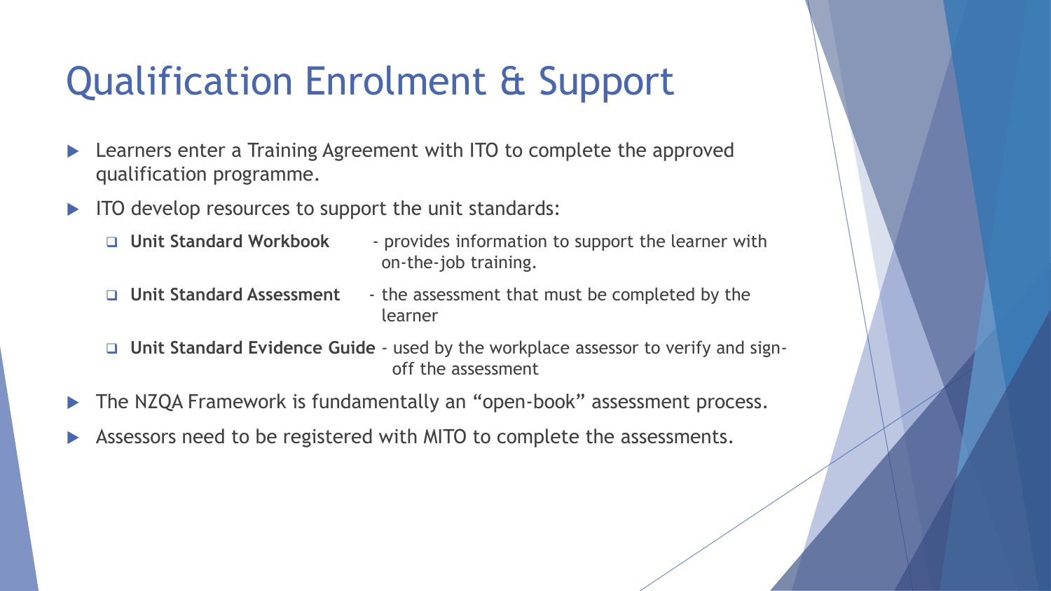# Qualification Enrolment & Support

- Learners enter a Training Agreement with ITO to complete the approved qualification programme.
- ITO develop resources to support the unit standards:
  - **Unit Standard Workbook** - provides information to support the learner with on-the-job training.
  - **Unit Standard Assessment** - the assessment that must be completed by the learner
  - **Unit Standard Evidence Guide** - used by the workplace assessor to verify and sign-off the assessment
- The NZQA Framework is fundamentally an "open-book" assessment process.
- Assessors need to be registered with MITO to complete the assessments.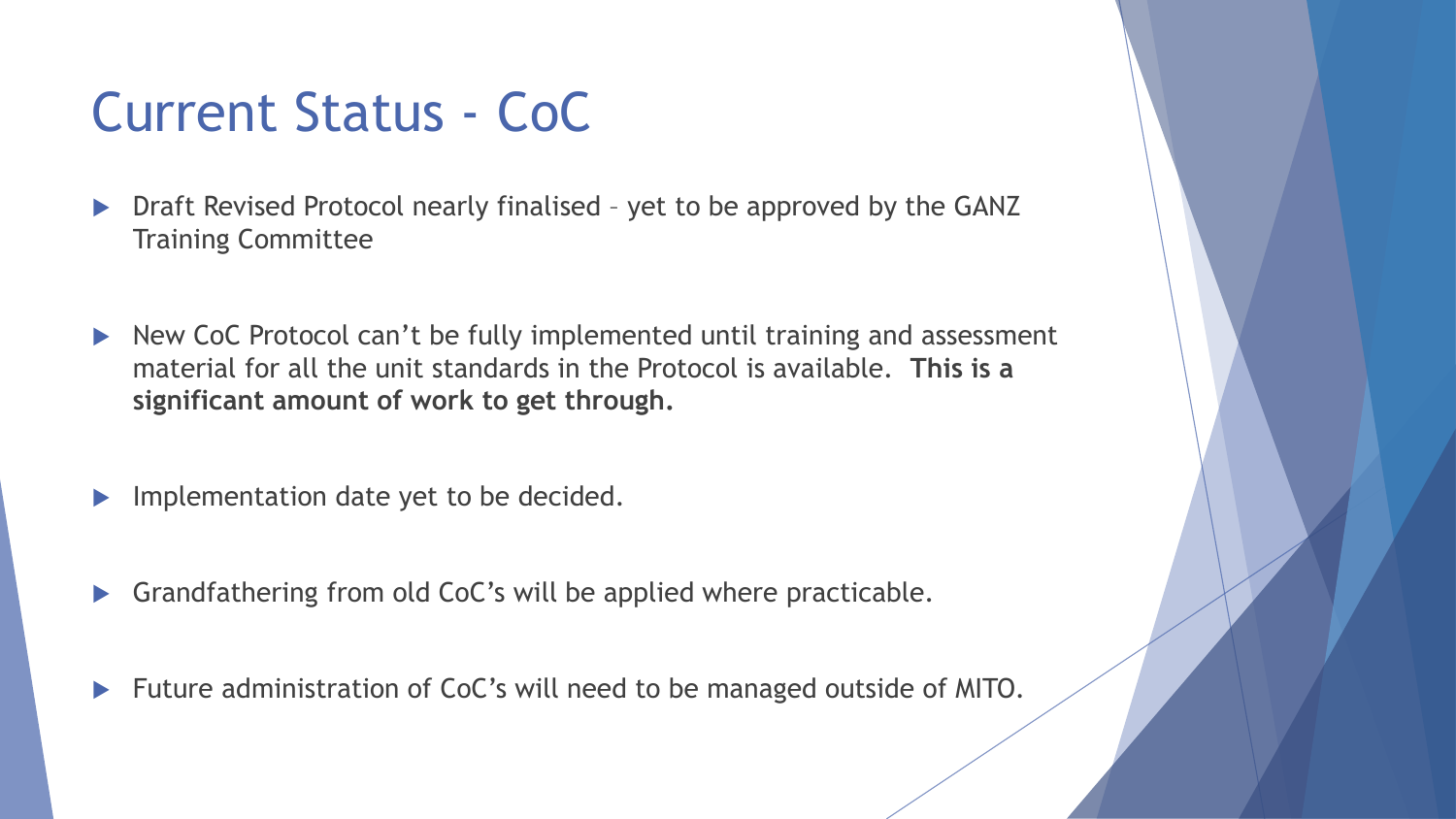# Current Status - CoC

- Draft Revised Protocol nearly finalised – yet to be approved by the GANZ Training Committee

- New CoC Protocol can't be fully implemented until training and assessment material for all the unit standards in the Protocol is available. **This is a significant amount of work to get through.**

- Implementation date yet to be decided.

- Grandfathering from old CoC's will be applied where practicable.

- Future administration of CoC's will need to be managed outside of MITO.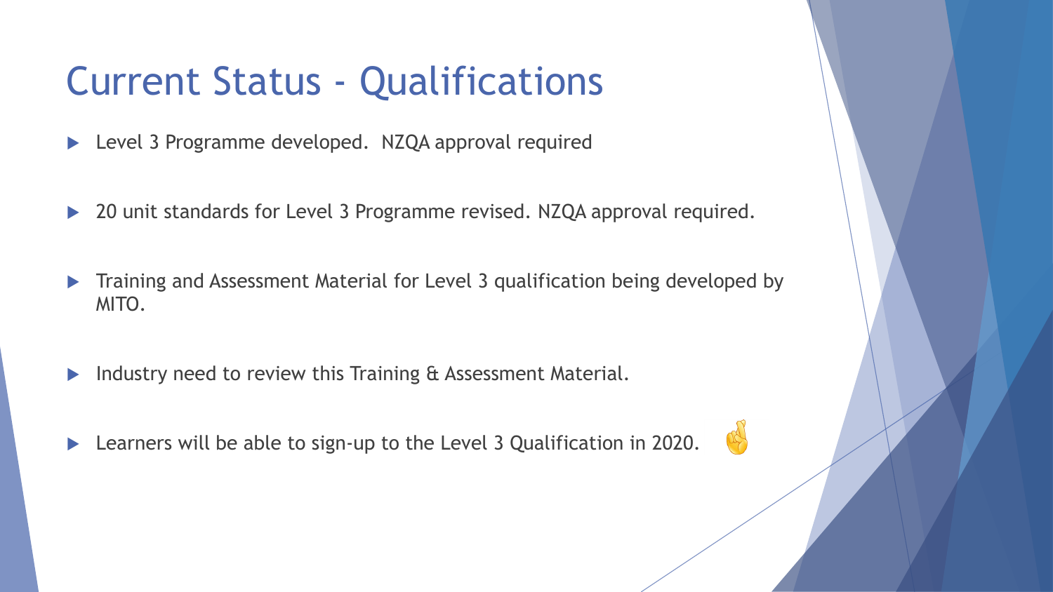# Current Status - Qualifications

- Level 3 Programme developed. NZQA approval required
- 20 unit standards for Level 3 Programme revised. NZQA approval required.
- Training and Assessment Material for Level 3 qualification being developed by MITO.
- Industry need to review this Training & Assessment Material.
- Learners will be able to sign-up to the Level 3 Qualification in 2020. 🤞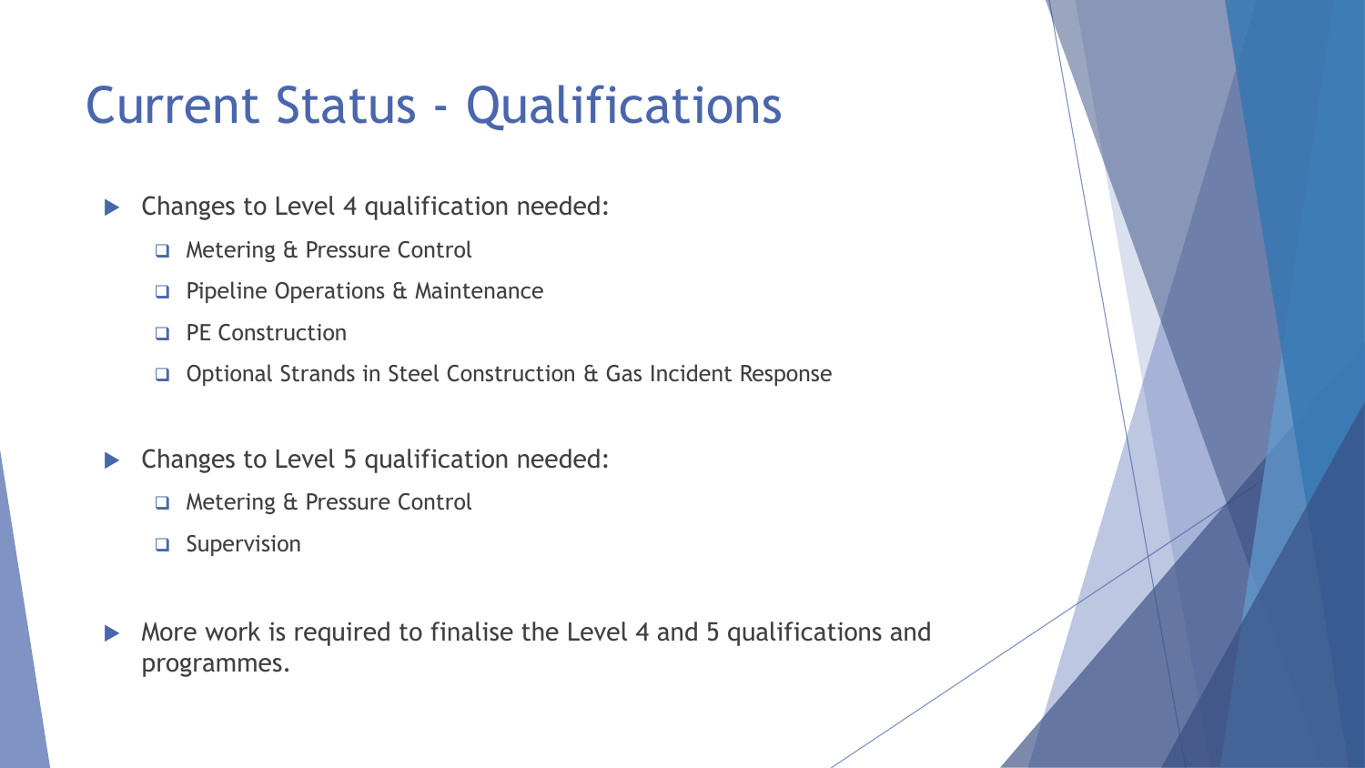# Current Status - Qualifications

- Changes to Level 4 qualification needed:
  - Metering & Pressure Control
  - Pipeline Operations & Maintenance
  - PE Construction
  - Optional Strands in Steel Construction & Gas Incident Response
- Changes to Level 5 qualification needed:
  - Metering & Pressure Control
  - Supervision
- More work is required to finalise the Level 4 and 5 qualifications and programmes.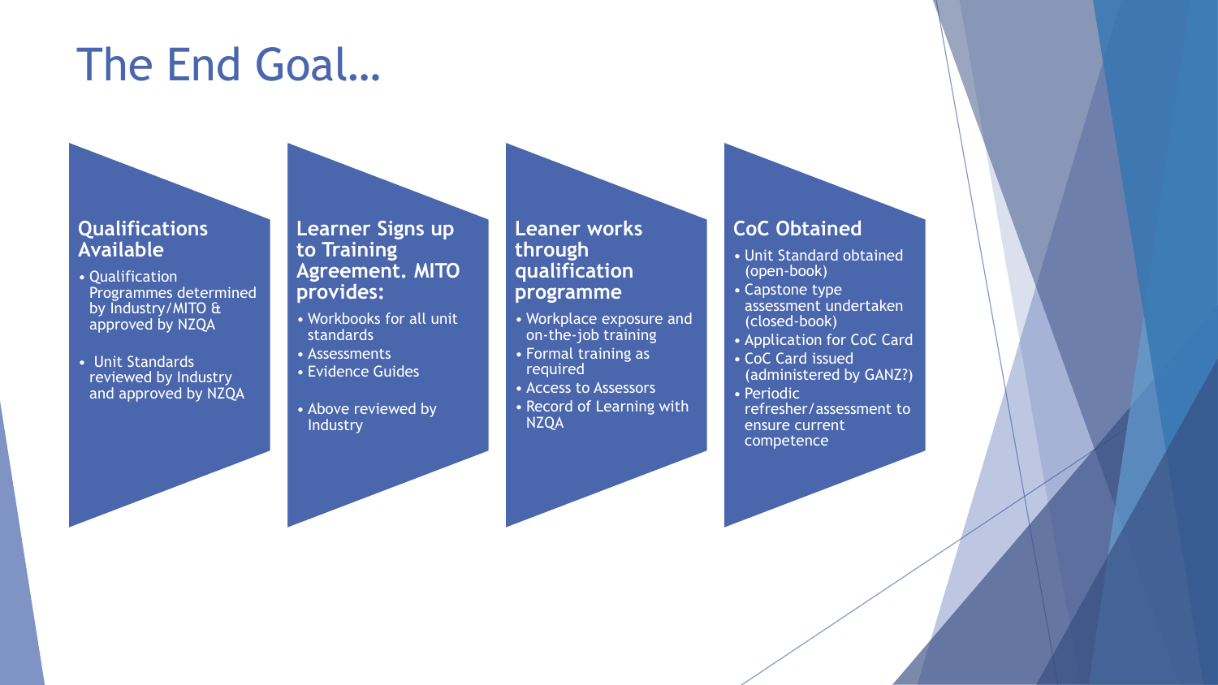# The End Goal…

### Qualifications Available

- Qualification Programmes determined by Industry/MITO & approved by NZQA
- Unit Standards reviewed by Industry and approved by NZQA

### Learner Signs up to Training Agreement. MITO provides:

- Workbooks for all unit standards
- Assessments
- Evidence Guides
- Above reviewed by Industry

### Leaner works through qualification programme

- Workplace exposure and on-the-job training
- Formal training as required
- Access to Assessors
- Record of Learning with NZQA

### CoC Obtained

- Unit Standard obtained (open-book)
- Capstone type assessment undertaken (closed-book)
- Application for CoC Card
- CoC Card issued (administered by GANZ?)
- Periodic refresher/assessment to ensure current competence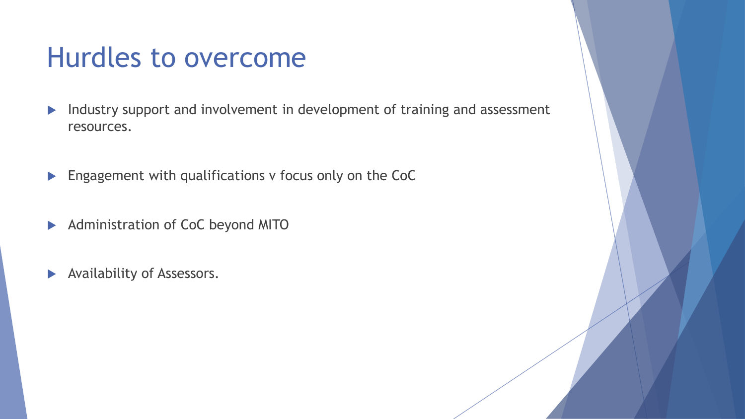# Hurdles to overcome

- Industry support and involvement in development of training and assessment resources.
- Engagement with qualifications v focus only on the CoC
- Administration of CoC beyond MITO
- Availability of Assessors.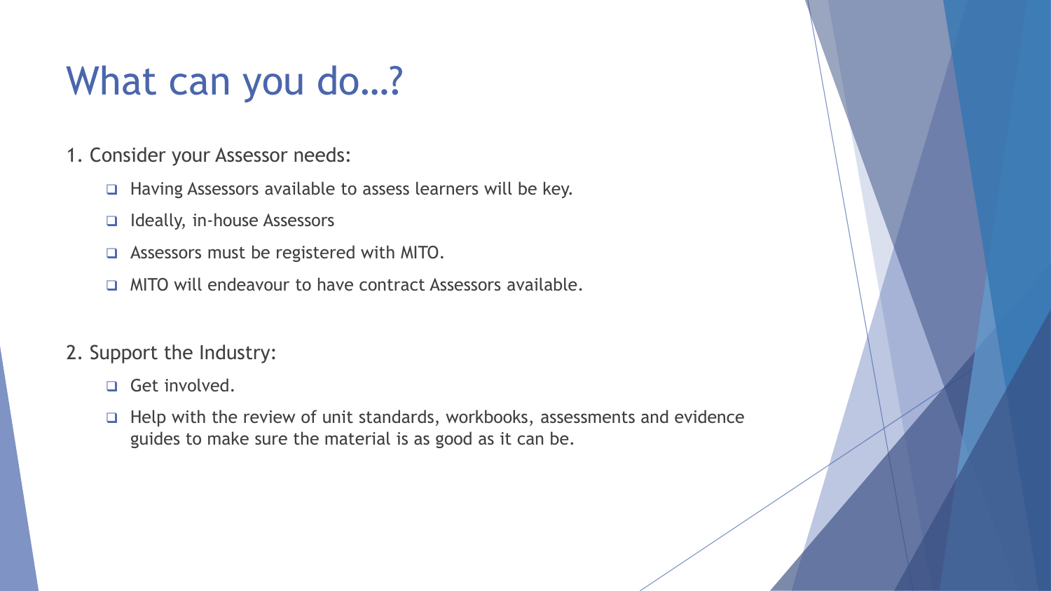# What can you do…?

1. Consider your Assessor needs:
    - Having Assessors available to assess learners will be key.
    - Ideally, in-house Assessors
    - Assessors must be registered with MITO.
    - MITO will endeavour to have contract Assessors available.

2. Support the Industry:
    - Get involved.
    - Help with the review of unit standards, workbooks, assessments and evidence guides to make sure the material is as good as it can be.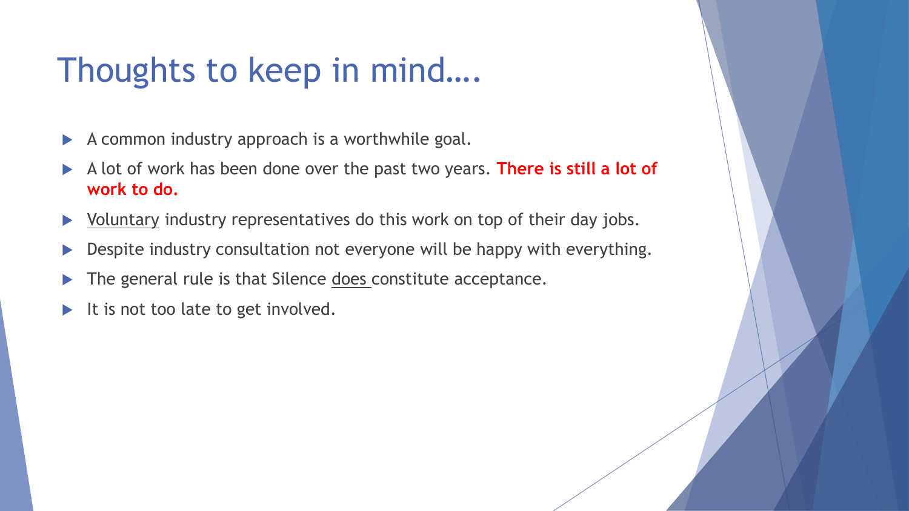# Thoughts to keep in mind….

- A common industry approach is a worthwhile goal.
- A lot of work has been done over the past two years. **There is still a lot of work to do.**
- <u>Voluntary</u> industry representatives do this work on top of their day jobs.
- Despite industry consultation not everyone will be happy with everything.
- The general rule is that Silence <u>does</u> constitute acceptance.
- It is not too late to get involved.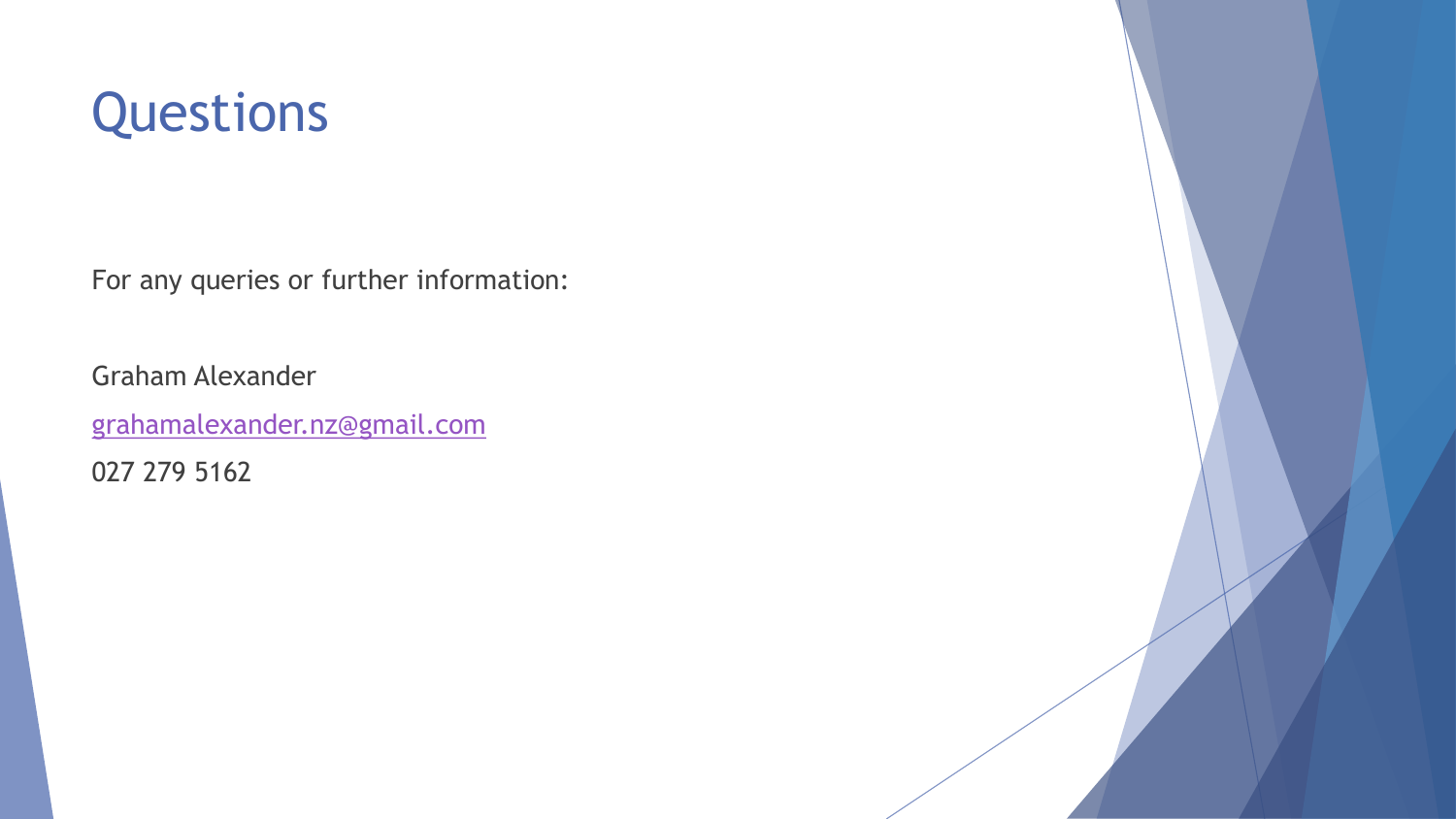# Questions

For any queries or further information:

Graham Alexander

grahamalexander.nz@gmail.com

027 279 5162